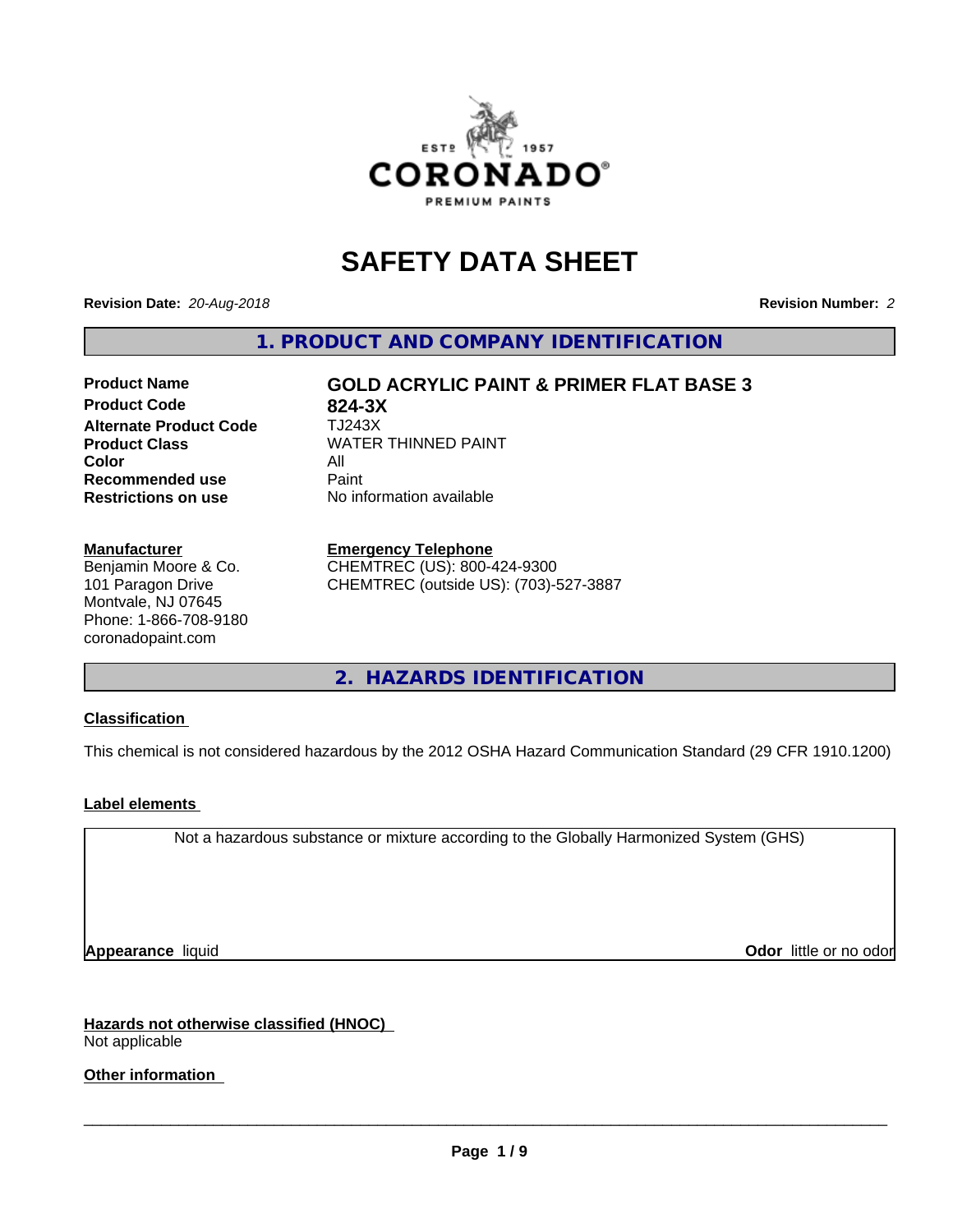# SAFETY DATA SHEET

**Revision Date:** *20-Aug-2018*

**Revision Number:** *2*

## 1. PRODUCT AND COMPANY IDENTIFICATION

| | |
|---|---|
| **Product Name** | **GOLD ACRYLIC PAINT & PRIMER FLAT BASE 3** |
| **Product Code** | **824-3X** |
| **Alternate Product Code** | TJ243X |
| **Product Class** | WATER THINNED PAINT |
| **Color** | All |
| **Recommended use** | Paint |
| **Restrictions on use** | No information available |

**Manufacturer**
Benjamin Moore & Co.
101 Paragon Drive
Montvale, NJ 07645
Phone: 1-866-708-9180
coronadopaint.com

**Emergency Telephone**
CHEMTREC (US): 800-424-9300
CHEMTREC (outside US): (703)-527-3887

## 2. HAZARDS IDENTIFICATION

**Classification**

This chemical is not considered hazardous by the 2012 OSHA Hazard Communication Standard (29 CFR 1910.1200)

**Label elements**

Not a hazardous substance or mixture according to the Globally Harmonized System (GHS)

**Appearance** liquid

**Odor** little or no odor

**Hazards not otherwise classified (HNOC)**
Not applicable

**Other information**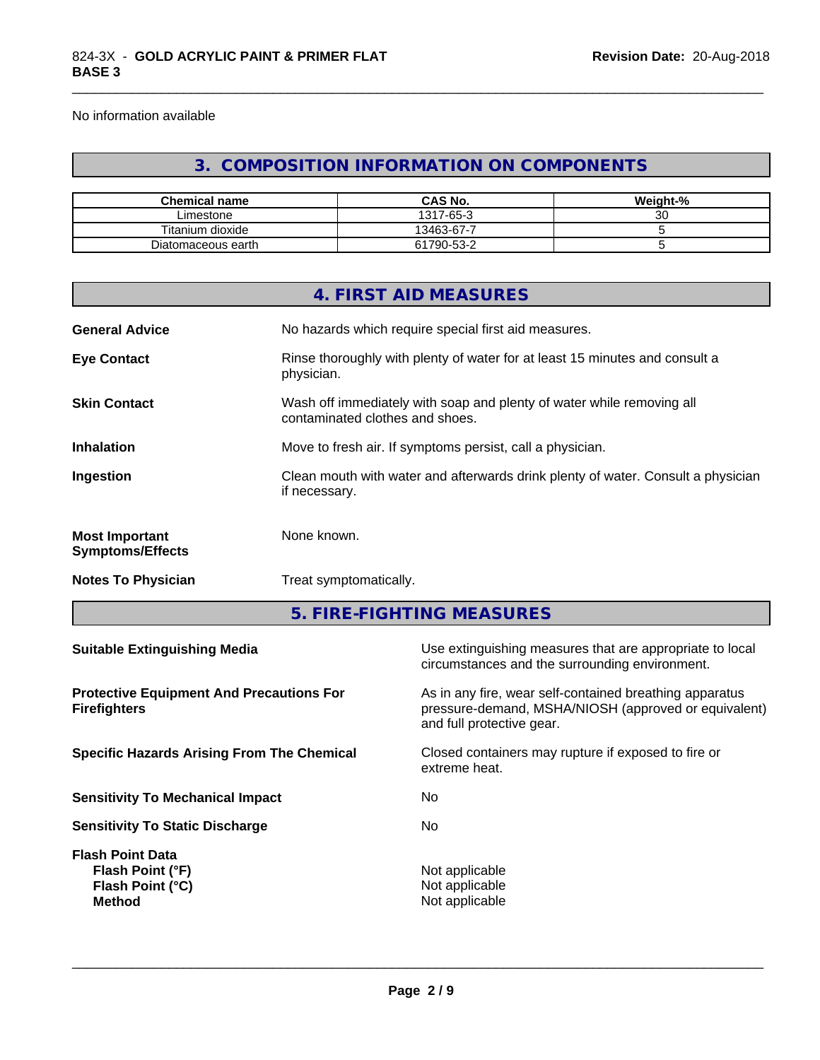No information available

## 3. COMPOSITION INFORMATION ON COMPONENTS

| Chemical name | CAS No. | Weight-% |
|---|---|---|
| Limestone | 1317-65-3 | 30 |
| Titanium dioxide | 13463-67-7 | 5 |
| Diatomaceous earth | 61790-53-2 | 5 |

## 4. FIRST AID MEASURES

**General Advice**
No hazards which require special first aid measures.

**Eye Contact**
Rinse thoroughly with plenty of water for at least 15 minutes and consult a physician.

**Skin Contact**
Wash off immediately with soap and plenty of water while removing all contaminated clothes and shoes.

**Inhalation**
Move to fresh air. If symptoms persist, call a physician.

**Ingestion**
Clean mouth with water and afterwards drink plenty of water. Consult a physician if necessary.

**Most Important Symptoms/Effects**
None known.

**Notes To Physician**
Treat symptomatically.

## 5. FIRE-FIGHTING MEASURES

**Suitable Extinguishing Media**
Use extinguishing measures that are appropriate to local circumstances and the surrounding environment.

**Protective Equipment And Precautions For Firefighters**
As in any fire, wear self-contained breathing apparatus pressure-demand, MSHA/NIOSH (approved or equivalent) and full protective gear.

**Specific Hazards Arising From The Chemical**
Closed containers may rupture if exposed to fire or extreme heat.

**Sensitivity To Mechanical Impact**
No

**Sensitivity To Static Discharge**
No

**Flash Point Data**
**Flash Point (°F)** Not applicable
**Flash Point (°C)** Not applicable
**Method** Not applicable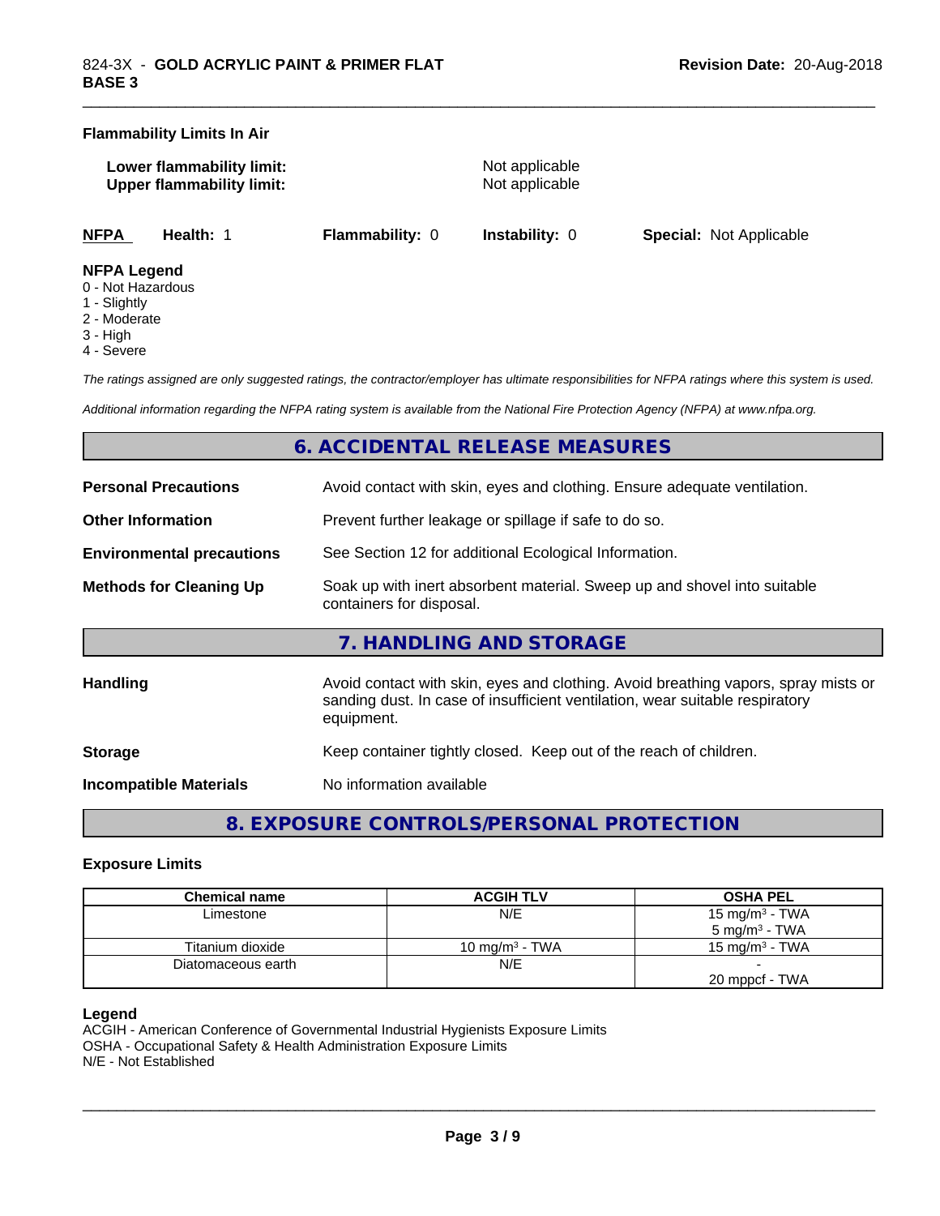**Flammability Limits In Air**

**Lower flammability limit:** Not applicable
**Upper flammability limit:** Not applicable

| **NFPA** | **Health:** 1 | **Flammability:** 0 | **Instability:** 0 | **Special:** Not Applicable |
|---|---|---|---|---|

**NFPA Legend**
0 - Not Hazardous
1 - Slightly
2 - Moderate
3 - High
4 - Severe

*The ratings assigned are only suggested ratings, the contractor/employer has ultimate responsibilities for NFPA ratings where this system is used.*

*Additional information regarding the NFPA rating system is available from the National Fire Protection Agency (NFPA) at www.nfpa.org.*

## 6. ACCIDENTAL RELEASE MEASURES

**Personal Precautions** Avoid contact with skin, eyes and clothing. Ensure adequate ventilation.

**Other Information** Prevent further leakage or spillage if safe to do so.

**Environmental precautions** See Section 12 for additional Ecological Information.

**Methods for Cleaning Up** Soak up with inert absorbent material. Sweep up and shovel into suitable containers for disposal.

## 7. HANDLING AND STORAGE

**Handling** Avoid contact with skin, eyes and clothing. Avoid breathing vapors, spray mists or sanding dust. In case of insufficient ventilation, wear suitable respiratory equipment.

**Storage** Keep container tightly closed. Keep out of the reach of children.

**Incompatible Materials** No information available

## 8. EXPOSURE CONTROLS/PERSONAL PROTECTION

**Exposure Limits**

| Chemical name | ACGIH TLV | OSHA PEL |
|---|---|---|
| Limestone | N/E | 15 mg/m³ - TWA<br>5 mg/m³ - TWA |
| Titanium dioxide | 10 mg/m³ - TWA | 15 mg/m³ - TWA |
| Diatomaceous earth | N/E | -<br>20 mppcf - TWA |

**Legend**
ACGIH - American Conference of Governmental Industrial Hygienists Exposure Limits
OSHA - Occupational Safety & Health Administration Exposure Limits
N/E - Not Established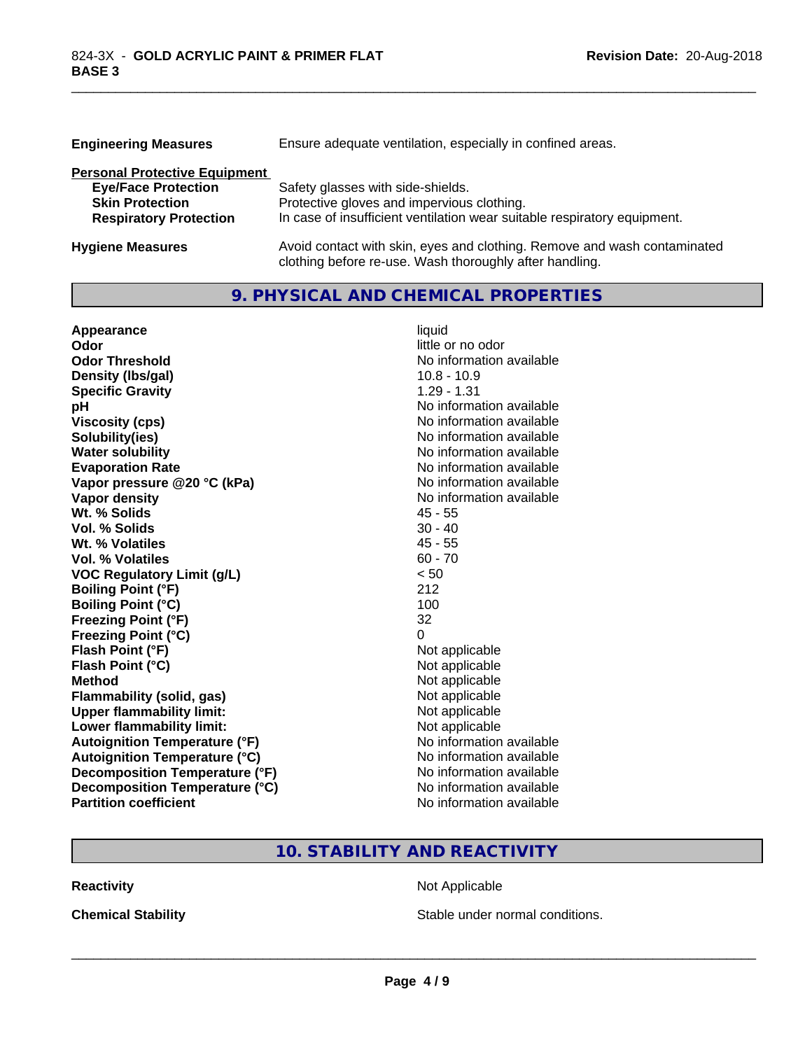| | |
|---|---|
| **Engineering Measures** | Ensure adequate ventilation, especially in confined areas. |

**Personal Protective Equipment**

| | |
|---|---|
| **Eye/Face Protection** | Safety glasses with side-shields. |
| **Skin Protection** | Protective gloves and impervious clothing. |
| **Respiratory Protection** | In case of insufficient ventilation wear suitable respiratory equipment. |

| | |
|---|---|
| **Hygiene Measures** | Avoid contact with skin, eyes and clothing. Remove and wash contaminated clothing before re-use. Wash thoroughly after handling. |

## 9. PHYSICAL AND CHEMICAL PROPERTIES

| | |
|---|---|
| **Appearance** | liquid |
| **Odor** | little or no odor |
| **Odor Threshold** | No information available |
| **Density (lbs/gal)** | 10.8 - 10.9 |
| **Specific Gravity** | 1.29 - 1.31 |
| **pH** | No information available |
| **Viscosity (cps)** | No information available |
| **Solubility(ies)** | No information available |
| **Water solubility** | No information available |
| **Evaporation Rate** | No information available |
| **Vapor pressure @20 °C (kPa)** | No information available |
| **Vapor density** | No information available |
| **Wt. % Solids** | 45 - 55 |
| **Vol. % Solids** | 30 - 40 |
| **Wt. % Volatiles** | 45 - 55 |
| **Vol. % Volatiles** | 60 - 70 |
| **VOC Regulatory Limit (g/L)** | < 50 |
| **Boiling Point (°F)** | 212 |
| **Boiling Point (°C)** | 100 |
| **Freezing Point (°F)** | 32 |
| **Freezing Point (°C)** | 0 |
| **Flash Point (°F)** | Not applicable |
| **Flash Point (°C)** | Not applicable |
| **Method** | Not applicable |
| **Flammability (solid, gas)** | Not applicable |
| **Upper flammability limit:** | Not applicable |
| **Lower flammability limit:** | Not applicable |
| **Autoignition Temperature (°F)** | No information available |
| **Autoignition Temperature (°C)** | No information available |
| **Decomposition Temperature (°F)** | No information available |
| **Decomposition Temperature (°C)** | No information available |
| **Partition coefficient** | No information available |

## 10. STABILITY AND REACTIVITY

| | |
|---|---|
| **Reactivity** | Not Applicable |
| **Chemical Stability** | Stable under normal conditions. |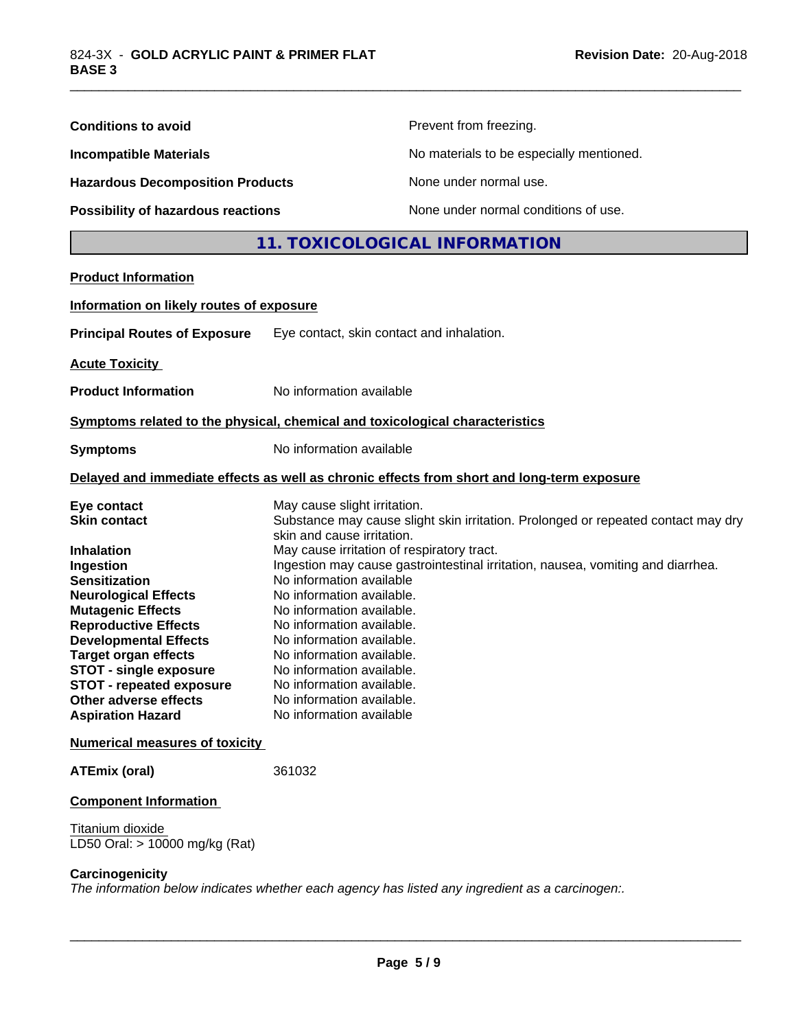| | |
|---|---|
| **Conditions to avoid** | Prevent from freezing. |
| **Incompatible Materials** | No materials to be especially mentioned. |
| **Hazardous Decomposition Products** | None under normal use. |
| **Possibility of hazardous reactions** | None under normal conditions of use. |

## 11. TOXICOLOGICAL INFORMATION

**Product Information**

**Information on likely routes of exposure**

**Principal Routes of Exposure** Eye contact, skin contact and inhalation.

**Acute Toxicity**

**Product Information** No information available

**Symptoms related to the physical, chemical and toxicological characteristics**

**Symptoms** No information available

**Delayed and immediate effects as well as chronic effects from short and long-term exposure**

| | |
|---|---|
| **Eye contact** | May cause slight irritation. |
| **Skin contact** | Substance may cause slight skin irritation. Prolonged or repeated contact may dry skin and cause irritation. |
| **Inhalation** | May cause irritation of respiratory tract. |
| **Ingestion** | Ingestion may cause gastrointestinal irritation, nausea, vomiting and diarrhea. |
| **Sensitization** | No information available |
| **Neurological Effects** | No information available. |
| **Mutagenic Effects** | No information available. |
| **Reproductive Effects** | No information available. |
| **Developmental Effects** | No information available. |
| **Target organ effects** | No information available. |
| **STOT - single exposure** | No information available. |
| **STOT - repeated exposure** | No information available. |
| **Other adverse effects** | No information available. |
| **Aspiration Hazard** | No information available |

**Numerical measures of toxicity**

**ATEmix (oral)** 361032

**Component Information**

Titanium dioxide
LD50 Oral: > 10000 mg/kg (Rat)

**Carcinogenicity**

*The information below indicates whether each agency has listed any ingredient as a carcinogen:.*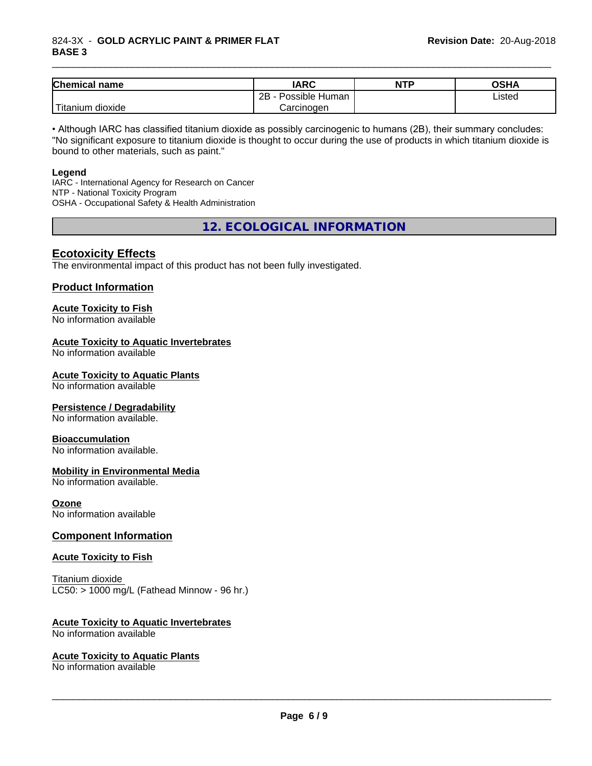| Chemical name | IARC | NTP | OSHA |
|---|---|---|---|
| Titanium dioxide | 2B - Possible Human Carcinogen | | Listed |

• Although IARC has classified titanium dioxide as possibly carcinogenic to humans (2B), their summary concludes: "No significant exposure to titanium dioxide is thought to occur during the use of products in which titanium dioxide is bound to other materials, such as paint."

**Legend**

IARC - International Agency for Research on Cancer
NTP - National Toxicity Program
OSHA - Occupational Safety & Health Administration

## 12. ECOLOGICAL INFORMATION

### Ecotoxicity Effects

The environmental impact of this product has not been fully investigated.

### Product Information

#### Acute Toxicity to Fish

No information available

#### Acute Toxicity to Aquatic Invertebrates

No information available

#### Acute Toxicity to Aquatic Plants

No information available

#### Persistence / Degradability

No information available.

#### Bioaccumulation

No information available.

#### Mobility in Environmental Media

No information available.

#### Ozone

No information available

### Component Information

#### Acute Toxicity to Fish

Titanium dioxide
LC50: > 1000 mg/L (Fathead Minnow - 96 hr.)

#### Acute Toxicity to Aquatic Invertebrates

No information available

#### Acute Toxicity to Aquatic Plants

No information available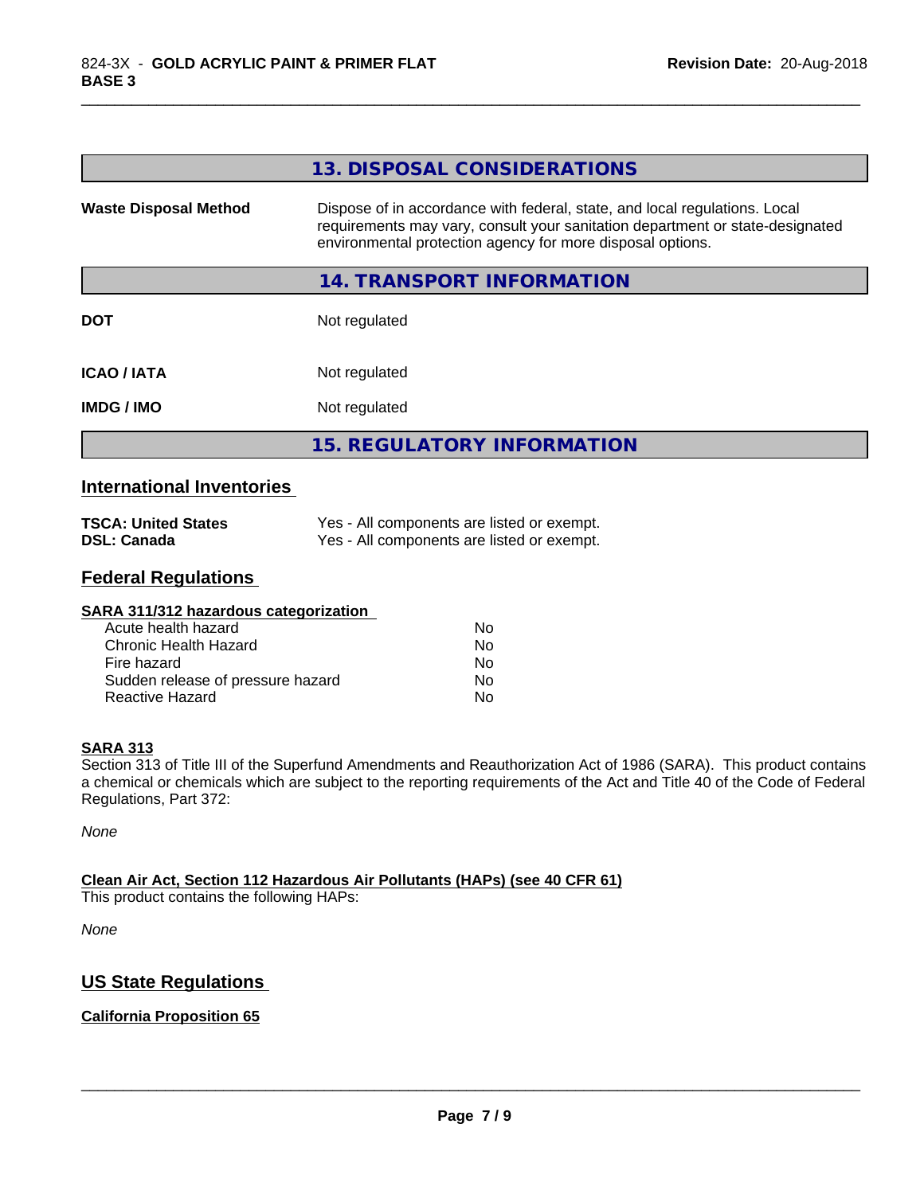## 13. DISPOSAL CONSIDERATIONS

| | |
|---|---|
| **Waste Disposal Method** | Dispose of in accordance with federal, state, and local regulations. Local requirements may vary, consult your sanitation department or state-designated environmental protection agency for more disposal options. |

## 14. TRANSPORT INFORMATION

| | |
|---|---|
| **DOT** | Not regulated |
| **ICAO / IATA** | Not regulated |
| **IMDG / IMO** | Not regulated |

## 15. REGULATORY INFORMATION

### International Inventories

| | |
|---|---|
| **TSCA: United States** | Yes - All components are listed or exempt. |
| **DSL: Canada** | Yes - All components are listed or exempt. |

### Federal Regulations

**SARA 311/312 hazardous categorization**

| | |
|---|---|
| Acute health hazard | No |
| Chronic Health Hazard | No |
| Fire hazard | No |
| Sudden release of pressure hazard | No |
| Reactive Hazard | No |

**SARA 313**

Section 313 of Title III of the Superfund Amendments and Reauthorization Act of 1986 (SARA). This product contains a chemical or chemicals which are subject to the reporting requirements of the Act and Title 40 of the Code of Federal Regulations, Part 372:

*None*

**Clean Air Act, Section 112 Hazardous Air Pollutants (HAPs) (see 40 CFR 61)**

This product contains the following HAPs:

*None*

### US State Regulations

**California Proposition 65**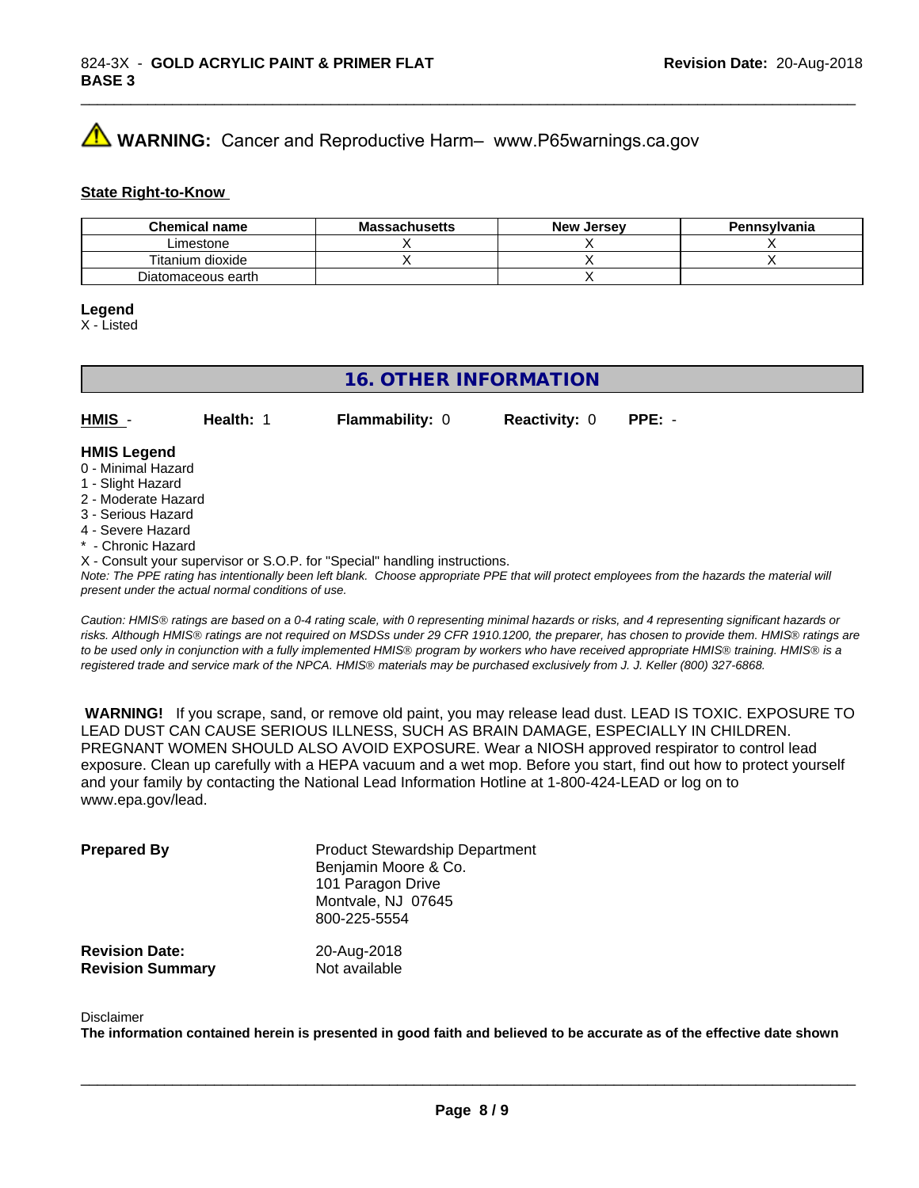**⚠ WARNING:** Cancer and Reproductive Harm– www.P65warnings.ca.gov

**State Right-to-Know**

| Chemical name | Massachusetts | New Jersey | Pennsylvania |
| --- | --- | --- | --- |
| Limestone | X | X | X |
| Titanium dioxide | X | X | X |
| Diatomaceous earth | | X | |

**Legend**
X - Listed

## 16. OTHER INFORMATION

**HMIS** - **Health:** 1 **Flammability:** 0 **Reactivity:** 0 **PPE:** -

**HMIS Legend**
0 - Minimal Hazard
1 - Slight Hazard
2 - Moderate Hazard
3 - Serious Hazard
4 - Severe Hazard
* - Chronic Hazard
X - Consult your supervisor or S.O.P. for "Special" handling instructions.
*Note: The PPE rating has intentionally been left blank. Choose appropriate PPE that will protect employees from the hazards the material will present under the actual normal conditions of use.*

*Caution: HMIS® ratings are based on a 0-4 rating scale, with 0 representing minimal hazards or risks, and 4 representing significant hazards or risks. Although HMIS® ratings are not required on MSDSs under 29 CFR 1910.1200, the preparer, has chosen to provide them. HMIS® ratings are to be used only in conjunction with a fully implemented HMIS® program by workers who have received appropriate HMIS® training. HMIS® is a registered trade and service mark of the NPCA. HMIS® materials may be purchased exclusively from J. J. Keller (800) 327-6868.*

**WARNING!** If you scrape, sand, or remove old paint, you may release lead dust. LEAD IS TOXIC. EXPOSURE TO LEAD DUST CAN CAUSE SERIOUS ILLNESS, SUCH AS BRAIN DAMAGE, ESPECIALLY IN CHILDREN. PREGNANT WOMEN SHOULD ALSO AVOID EXPOSURE. Wear a NIOSH approved respirator to control lead exposure. Clean up carefully with a HEPA vacuum and a wet mop. Before you start, find out how to protect yourself and your family by contacting the National Lead Information Hotline at 1-800-424-LEAD or log on to www.epa.gov/lead.

**Prepared By**
Product Stewardship Department
Benjamin Moore & Co.
101 Paragon Drive
Montvale, NJ 07645
800-225-5554

**Revision Date:** 20-Aug-2018
**Revision Summary** Not available

Disclaimer
**The information contained herein is presented in good faith and believed to be accurate as of the effective date shown**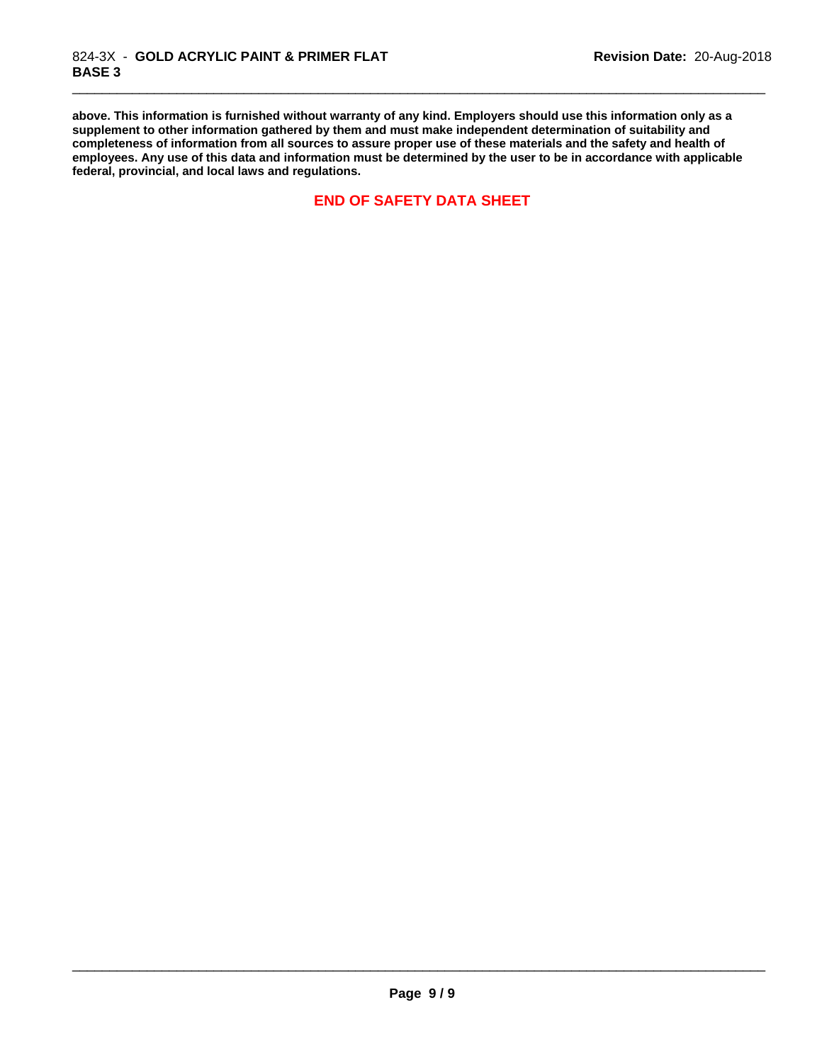**above. This information is furnished without warranty of any kind. Employers should use this information only as a supplement to other information gathered by them and must make independent determination of suitability and completeness of information from all sources to assure proper use of these materials and the safety and health of employees. Any use of this data and information must be determined by the user to be in accordance with applicable federal, provincial, and local laws and regulations.**

**END OF SAFETY DATA SHEET**